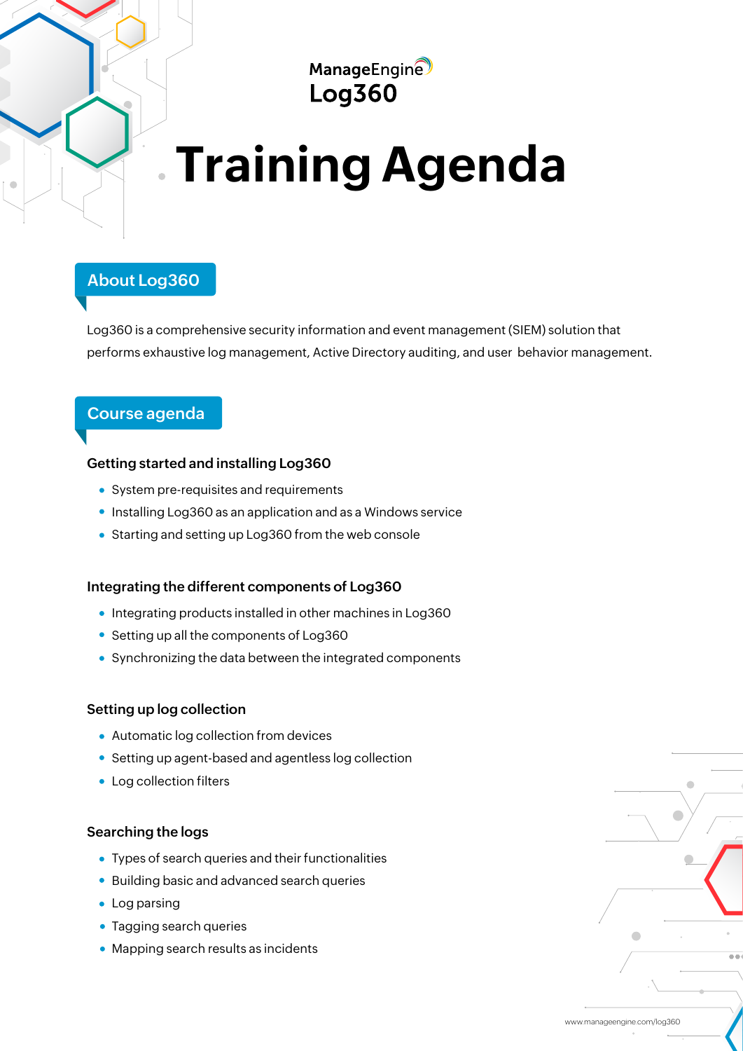ManageEngine
Log360

# Training Agenda

## About Log360

Log360 is a comprehensive security information and event management (SIEM) solution that performs exhaustive log management, Active Directory auditing, and user behavior management.

## Course agenda

### Getting started and installing Log360

- System pre-requisites and requirements
- Installing Log360 as an application and as a Windows service
- Starting and setting up Log360 from the web console

### Integrating the different components of Log360

- Integrating products installed in other machines in Log360
- Setting up all the components of Log360
- Synchronizing the data between the integrated components

### Setting up log collection

- Automatic log collection from devices
- Setting up agent-based and agentless log collection
- Log collection filters

### Searching the logs

- Types of search queries and their functionalities
- Building basic and advanced search queries
- Log parsing
- Tagging search queries
- Mapping search results as incidents

www.manageengine.com/log360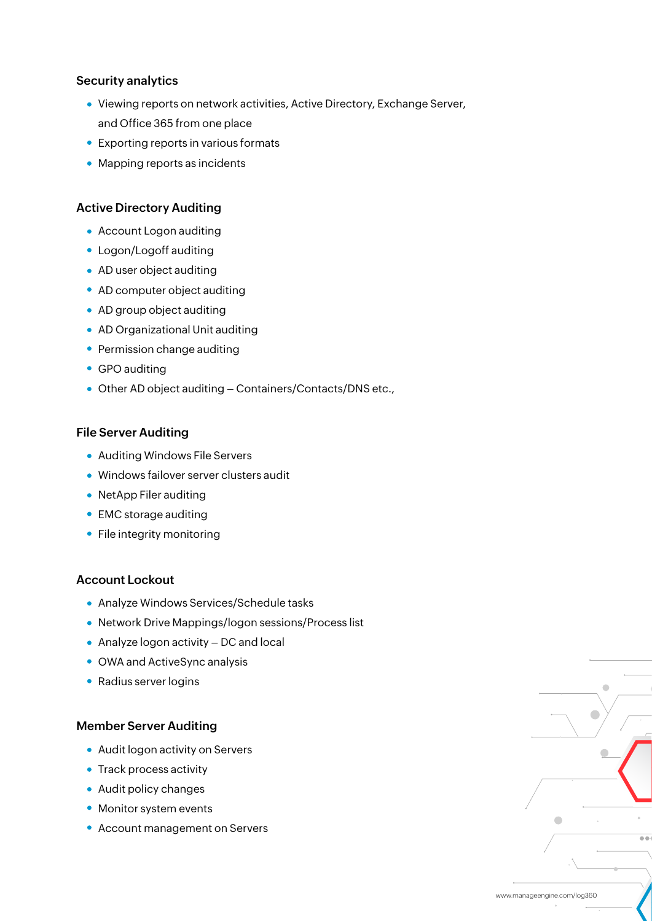### Security analytics

- Viewing reports on network activities, Active Directory, Exchange Server, and Office 365 from one place
- Exporting reports in various formats
- Mapping reports as incidents

### Active Directory Auditing

- Account Logon auditing
- Logon/Logoff auditing
- AD user object auditing
- AD computer object auditing
- AD group object auditing
- AD Organizational Unit auditing
- Permission change auditing
- GPO auditing
- Other AD object auditing – Containers/Contacts/DNS etc.,

### File Server Auditing

- Auditing Windows File Servers
- Windows failover server clusters audit
- NetApp Filer auditing
- EMC storage auditing
- File integrity monitoring

### Account Lockout

- Analyze Windows Services/Schedule tasks
- Network Drive Mappings/logon sessions/Process list
- Analyze logon activity – DC and local
- OWA and ActiveSync analysis
- Radius server logins

### Member Server Auditing

- Audit logon activity on Servers
- Track process activity
- Audit policy changes
- Monitor system events
- Account management on Servers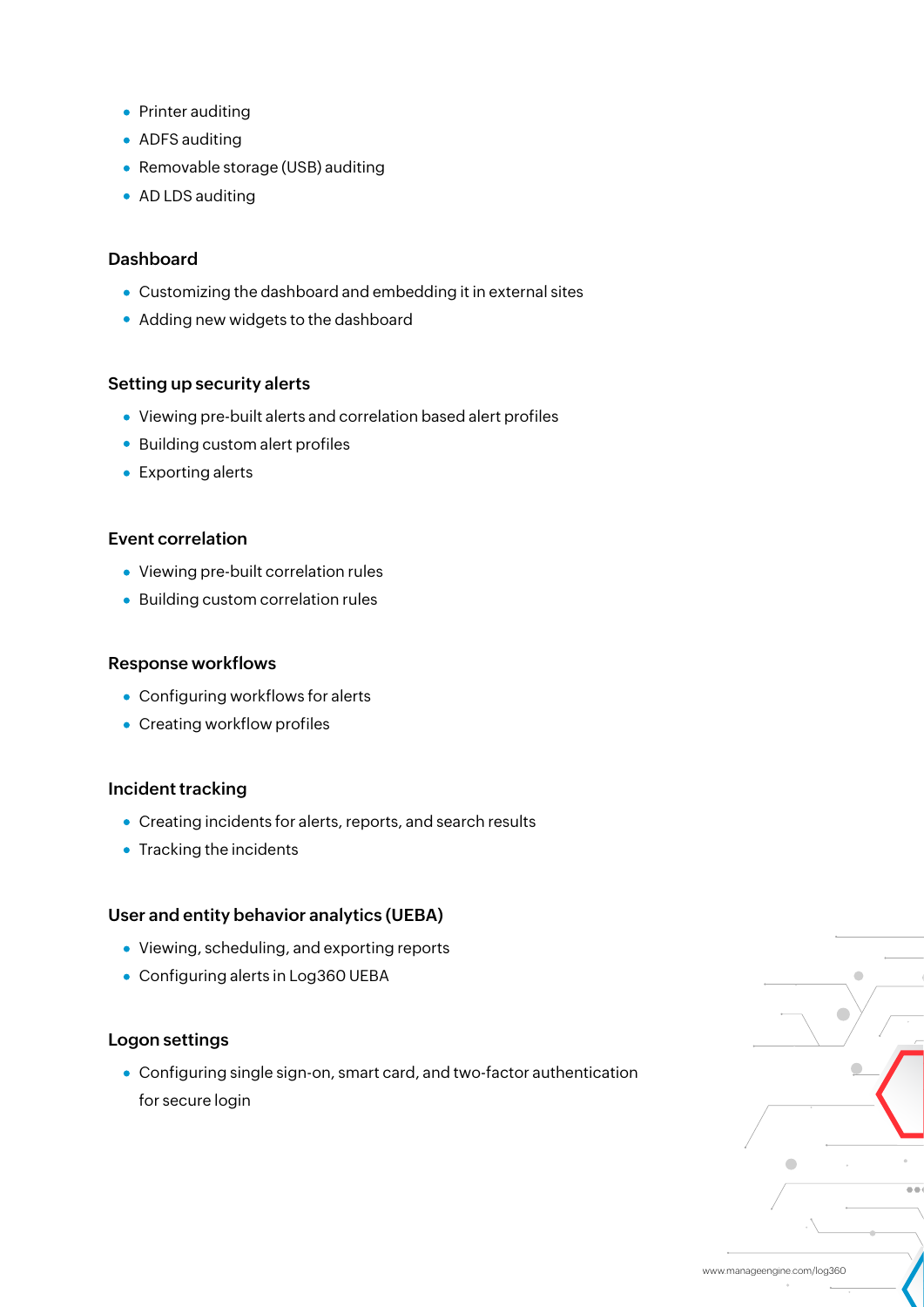- Printer auditing
- ADFS auditing
- Removable storage (USB) auditing
- AD LDS auditing

### Dashboard

- Customizing the dashboard and embedding it in external sites
- Adding new widgets to the dashboard

### Setting up security alerts

- Viewing pre-built alerts and correlation based alert profiles
- Building custom alert profiles
- Exporting alerts

### Event correlation

- Viewing pre-built correlation rules
- Building custom correlation rules

### Response workflows

- Configuring workflows for alerts
- Creating workflow profiles

### Incident tracking

- Creating incidents for alerts, reports, and search results
- Tracking the incidents

### User and entity behavior analytics (UEBA)

- Viewing, scheduling, and exporting reports
- Configuring alerts in Log360 UEBA

### Logon settings

- Configuring single sign-on, smart card, and two-factor authentication for secure login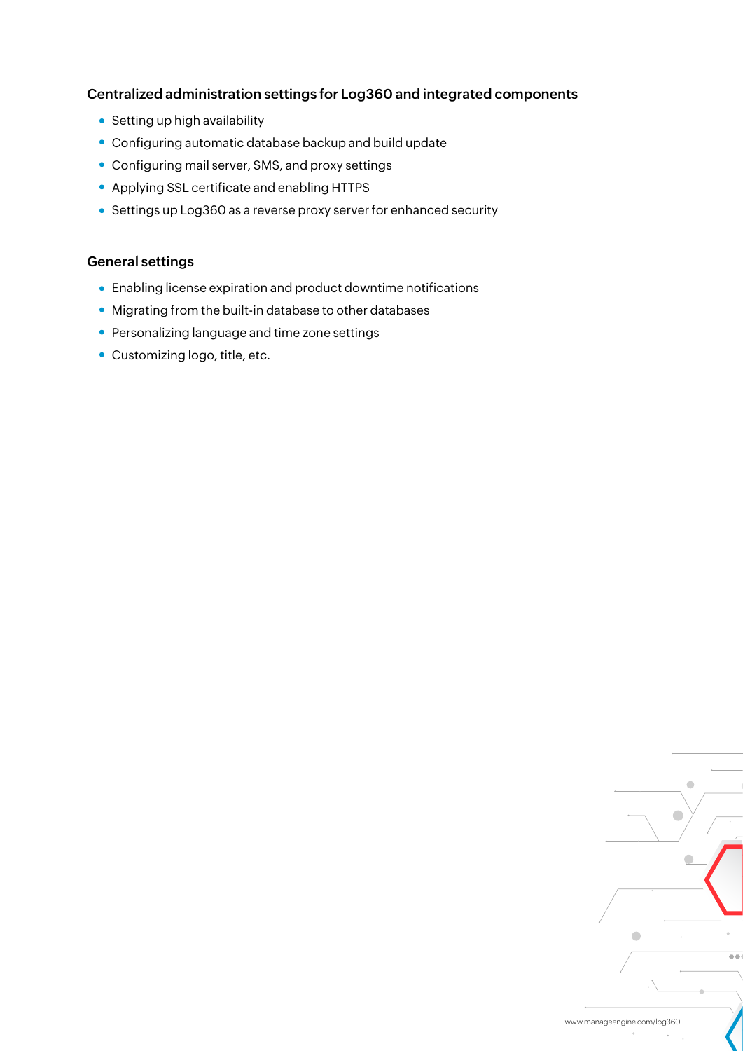### Centralized administration settings for Log360 and integrated components

- Setting up high availability
- Configuring automatic database backup and build update
- Configuring mail server, SMS, and proxy settings
- Applying SSL certificate and enabling HTTPS
- Settings up Log360 as a reverse proxy server for enhanced security

### General settings

- Enabling license expiration and product downtime notifications
- Migrating from the built-in database to other databases
- Personalizing language and time zone settings
- Customizing logo, title, etc.